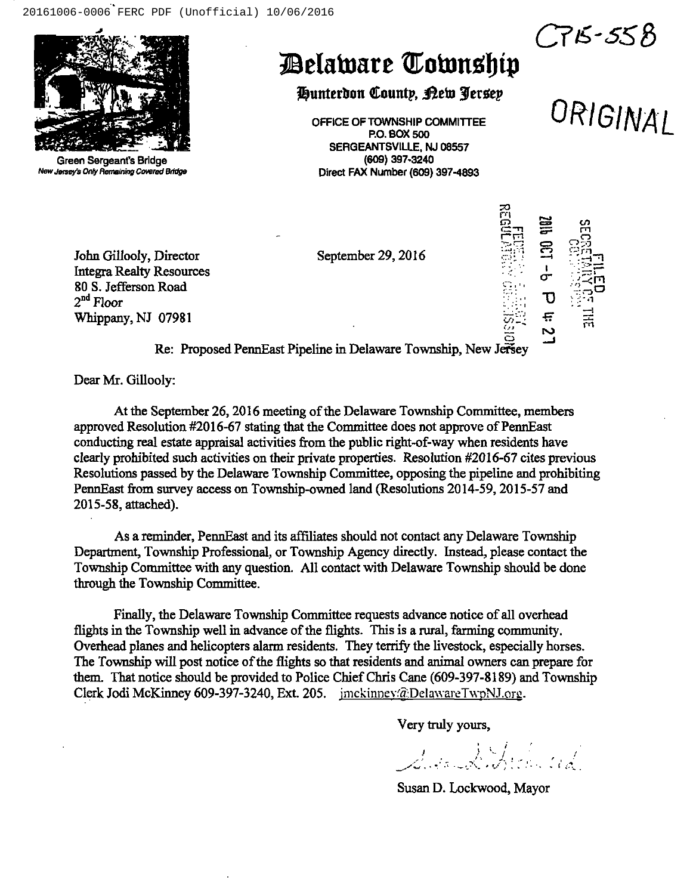CP15-558

# Delaware Township

## Hunterdon County, New Jersey

ORIGINAL

Green Sergeant's Bridge
*New Jersey's Only Remaining Covered Bridge*

OFFICE OF TOWNSHIP COMMITTEE
P.O. BOX 500
SERGEANTSVILLE, NJ 08557
(609) 397-3240
Direct FAX Number (609) 397-4893

FILED
SECRETARY OF THE COMMISSION
2016 OCT -6 P 4:21
FEDERAL ENERGY REGULATORY COMMISSION

John Gillooly, Director
Integra Realty Resources
80 S. Jefferson Road
2nd Floor
Whippany, NJ 07981

September 29, 2016

Re: Proposed PennEast Pipeline in Delaware Township, New Jersey

Dear Mr. Gillooly:

At the September 26, 2016 meeting of the Delaware Township Committee, members approved Resolution #2016-67 stating that the Committee does not approve of PennEast conducting real estate appraisal activities from the public right-of-way when residents have clearly prohibited such activities on their private properties. Resolution #2016-67 cites previous Resolutions passed by the Delaware Township Committee, opposing the pipeline and prohibiting PennEast from survey access on Township-owned land (Resolutions 2014-59, 2015-57 and 2015-58, attached).

As a reminder, PennEast and its affiliates should not contact any Delaware Township Department, Township Professional, or Township Agency directly. Instead, please contact the Township Committee with any question. All contact with Delaware Township should be done through the Township Committee.

Finally, the Delaware Township Committee requests advance notice of all overhead flights in the Township well in advance of the flights. This is a rural, farming community. Overhead planes and helicopters alarm residents. They terrify the livestock, especially horses. The Township will post notice of the flights so that residents and animal owners can prepare for them. That notice should be provided to Police Chief Chris Cane (609-397-8189) and Township Clerk Jodi McKinney 609-397-3240, Ext. 205. jmckinney@DelawareTwpNJ.org.

Very truly yours,

Susan D. Lockwood, Mayor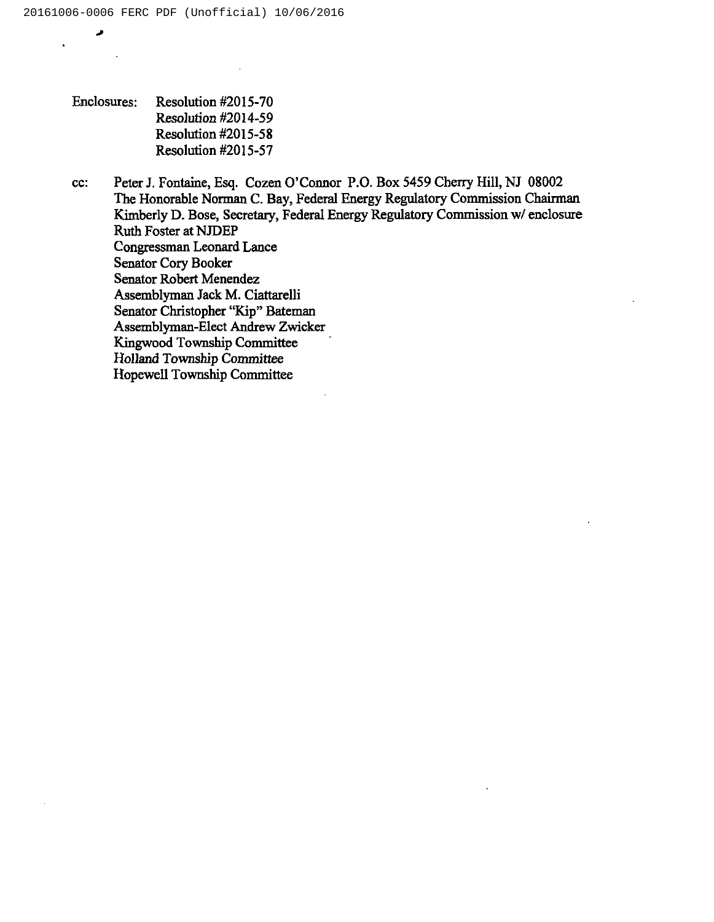Enclosures: Resolution #2015-70
Resolution #2014-59
Resolution #2015-58
Resolution #2015-57

cc: Peter J. Fontaine, Esq. Cozen O'Connor P.O. Box 5459 Cherry Hill, NJ 08002
The Honorable Norman C. Bay, Federal Energy Regulatory Commission Chairman
Kimberly D. Bose, Secretary, Federal Energy Regulatory Commission w/ enclosure
Ruth Foster at NJDEP
Congressman Leonard Lance
Senator Cory Booker
Senator Robert Menendez
Assemblyman Jack M. Ciattarelli
Senator Christopher "Kip" Bateman
Assemblyman-Elect Andrew Zwicker
Kingwood Township Committee
Holland Township Committee
Hopewell Township Committee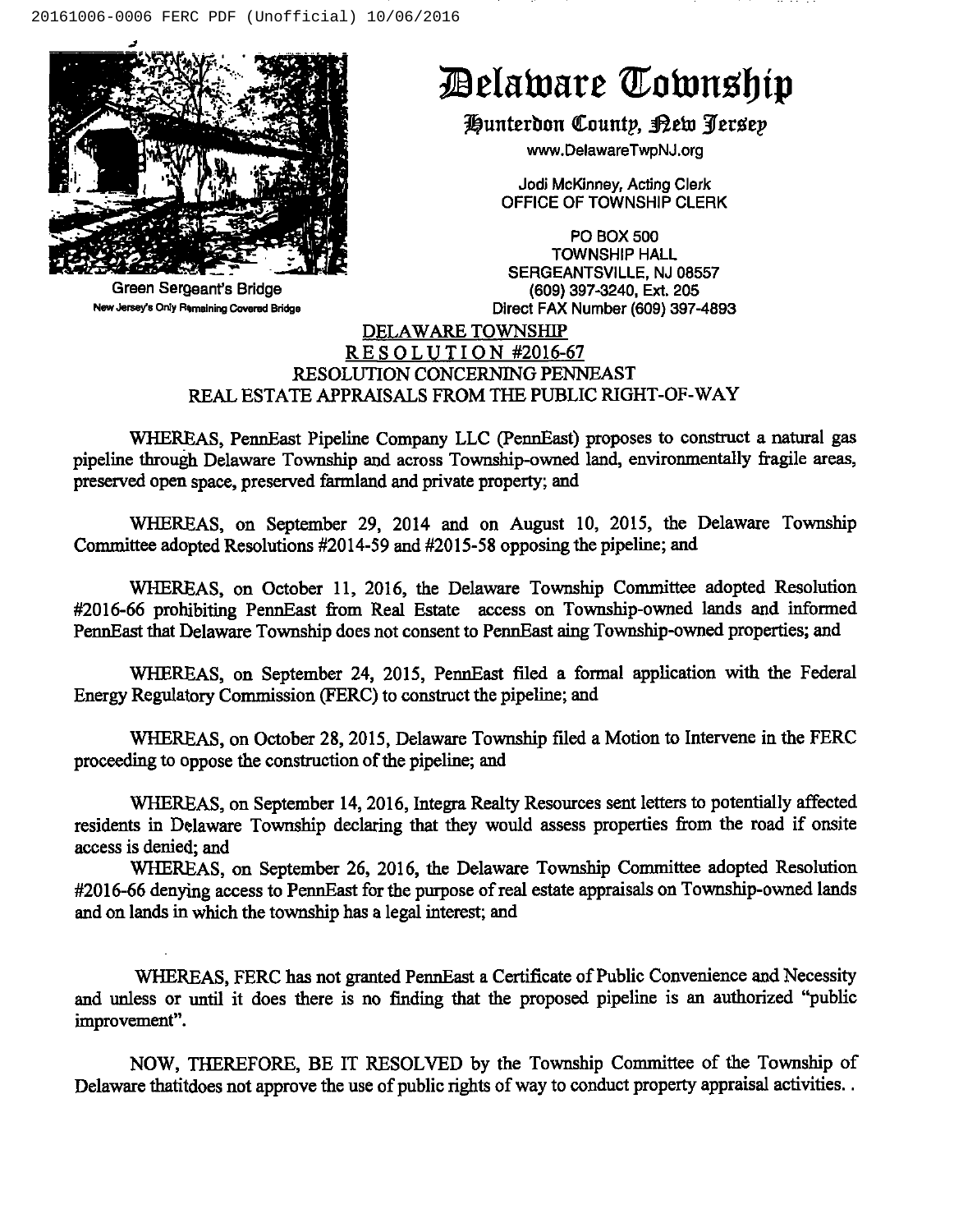# Delaware Township

**Hunterdon County, New Jersey**

www.DelawareTwpNJ.org

Jodi McKinney, Acting Clerk
OFFICE OF TOWNSHIP CLERK

PO BOX 500
TOWNSHIP HALL
SERGEANTSVILLE, NJ 08557
(609) 397-3240, Ext. 205
Direct FAX Number (609) 397-4893

Green Sergeant's Bridge
New Jersey's Only Remaining Covered Bridge

## DELAWARE TOWNSHIP
## RESOLUTION #2016-67
## RESOLUTION CONCERNING PENNEAST REAL ESTATE APPRAISALS FROM THE PUBLIC RIGHT-OF-WAY

WHEREAS, PennEast Pipeline Company LLC (PennEast) proposes to construct a natural gas pipeline through Delaware Township and across Township-owned land, environmentally fragile areas, preserved open space, preserved farmland and private property; and

WHEREAS, on September 29, 2014 and on August 10, 2015, the Delaware Township Committee adopted Resolutions #2014-59 and #2015-58 opposing the pipeline; and

WHEREAS, on October 11, 2016, the Delaware Township Committee adopted Resolution #2016-66 prohibiting PennEast from Real Estate access on Township-owned lands and informed PennEast that Delaware Township does not consent to PennEast aing Township-owned properties; and

WHEREAS, on September 24, 2015, PennEast filed a formal application with the Federal Energy Regulatory Commission (FERC) to construct the pipeline; and

WHEREAS, on October 28, 2015, Delaware Township filed a Motion to Intervene in the FERC proceeding to oppose the construction of the pipeline; and

WHEREAS, on September 14, 2016, Integra Realty Resources sent letters to potentially affected residents in Delaware Township declaring that they would assess properties from the road if onsite access is denied; and

WHEREAS, on September 26, 2016, the Delaware Township Committee adopted Resolution #2016-66 denying access to PennEast for the purpose of real estate appraisals on Township-owned lands and on lands in which the township has a legal interest; and

WHEREAS, FERC has not granted PennEast a Certificate of Public Convenience and Necessity and unless or until it does there is no finding that the proposed pipeline is an authorized "public improvement".

NOW, THEREFORE, BE IT RESOLVED by the Township Committee of the Township of Delaware thatitdoes not approve the use of public rights of way to conduct property appraisal activities. .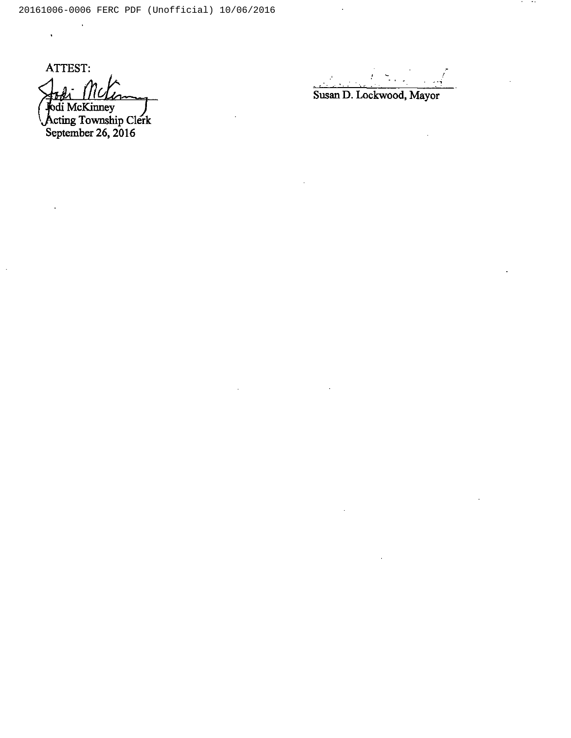ATTEST:

Jodi McKinney
Acting Township Clerk
September 26, 2016

Susan D. Lockwood, Mayor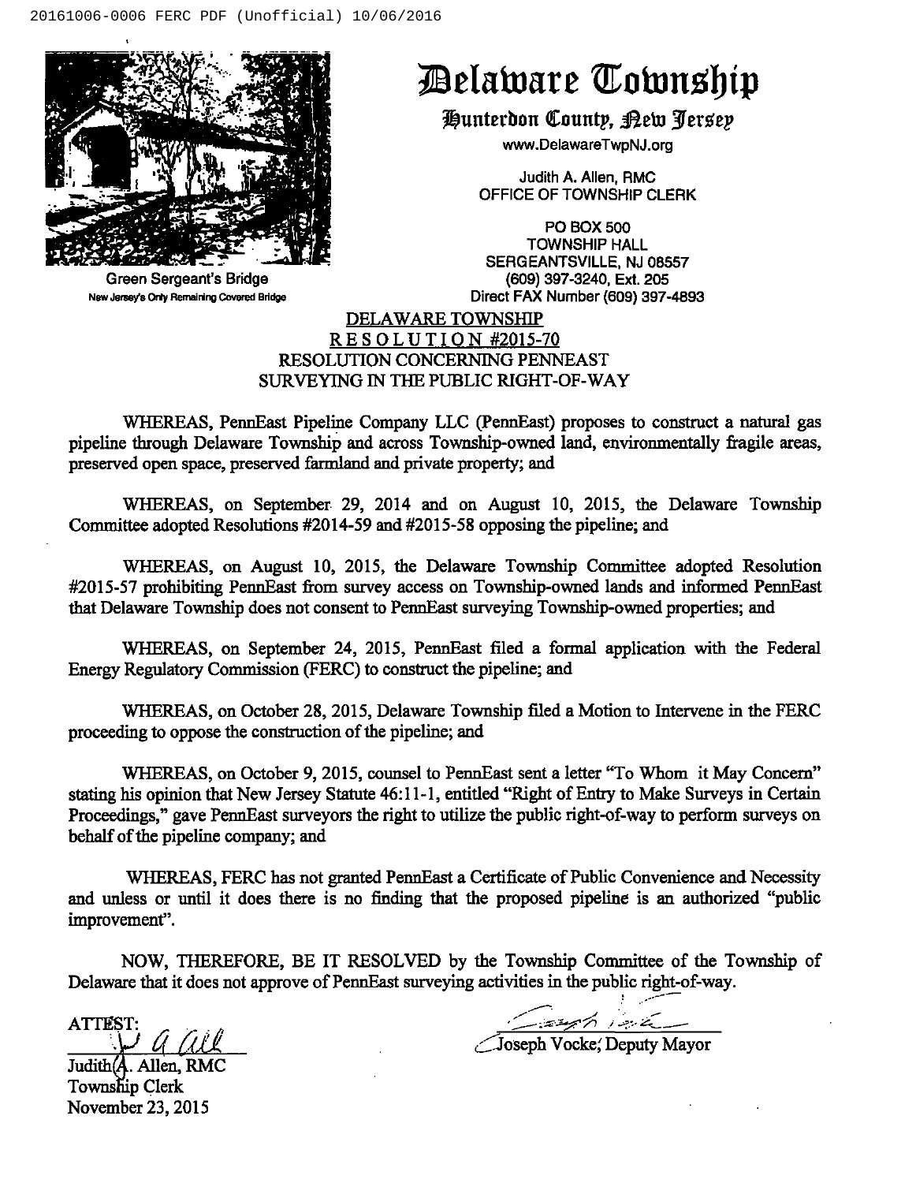# Delaware Township

## Hunterdon County, New Jersey

www.DelawareTwpNJ.org

Judith A. Allen, RMC
OFFICE OF TOWNSHIP CLERK

PO BOX 500
TOWNSHIP HALL
SERGEANTSVILLE, NJ 08557
(609) 397-3240, Ext. 205
Direct FAX Number (609) 397-4893

Green Sergeant's Bridge
New Jersey's Only Remaining Covered Bridge

DELAWARE TOWNSHIP
RESOLUTION #2015-70
RESOLUTION CONCERNING PENNEAST
SURVEYING IN THE PUBLIC RIGHT-OF-WAY

WHEREAS, PennEast Pipeline Company LLC (PennEast) proposes to construct a natural gas pipeline through Delaware Township and across Township-owned land, environmentally fragile areas, preserved open space, preserved farmland and private property; and

WHEREAS, on September 29, 2014 and on August 10, 2015, the Delaware Township Committee adopted Resolutions #2014-59 and #2015-58 opposing the pipeline; and

WHEREAS, on August 10, 2015, the Delaware Township Committee adopted Resolution #2015-57 prohibiting PennEast from survey access on Township-owned lands and informed PennEast that Delaware Township does not consent to PennEast surveying Township-owned properties; and

WHEREAS, on September 24, 2015, PennEast filed a formal application with the Federal Energy Regulatory Commission (FERC) to construct the pipeline; and

WHEREAS, on October 28, 2015, Delaware Township filed a Motion to Intervene in the FERC proceeding to oppose the construction of the pipeline; and

WHEREAS, on October 9, 2015, counsel to PennEast sent a letter "To Whom it May Concern" stating his opinion that New Jersey Statute 46:11-1, entitled "Right of Entry to Make Surveys in Certain Proceedings," gave PennEast surveyors the right to utilize the public right-of-way to perform surveys on behalf of the pipeline company; and

WHEREAS, FERC has not granted PennEast a Certificate of Public Convenience and Necessity and unless or until it does there is no finding that the proposed pipeline is an authorized "public improvement".

NOW, THEREFORE, BE IT RESOLVED by the Township Committee of the Township of Delaware that it does not approve of PennEast surveying activities in the public right-of-way.

ATTEST:

Judith A. Allen, RMC
Township Clerk
November 23, 2015

Joseph Vocke, Deputy Mayor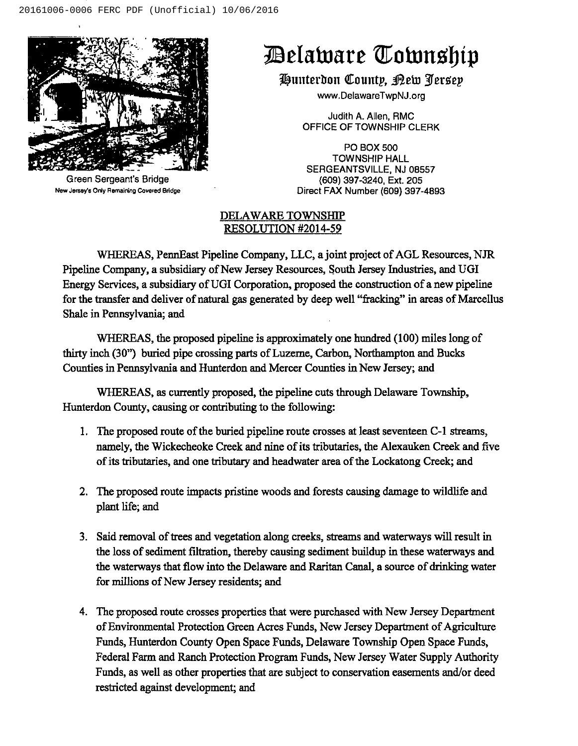# Delaware Township

## Hunterdon County, New Jersey

www.DelawareTwpNJ.org

Judith A. Allen, RMC
OFFICE OF TOWNSHIP CLERK

PO BOX 500
TOWNSHIP HALL
SERGEANTSVILLE, NJ 08557
(609) 397-3240, Ext. 205
Direct FAX Number (609) 397-4893

Green Sergeant's Bridge
New Jersey's Only Remaining Covered Bridge

## DELAWARE TOWNSHIP RESOLUTION #2014-59

WHEREAS, PennEast Pipeline Company, LLC, a joint project of AGL Resources, NJR Pipeline Company, a subsidiary of New Jersey Resources, South Jersey Industries, and UGI Energy Services, a subsidiary of UGI Corporation, proposed the construction of a new pipeline for the transfer and deliver of natural gas generated by deep well "fracking" in areas of Marcellus Shale in Pennsylvania; and

WHEREAS, the proposed pipeline is approximately one hundred (100) miles long of thirty inch (30") buried pipe crossing parts of Luzerne, Carbon, Northampton and Bucks Counties in Pennsylvania and Hunterdon and Mercer Counties in New Jersey; and

WHEREAS, as currently proposed, the pipeline cuts through Delaware Township, Hunterdon County, causing or contributing to the following:

1. The proposed route of the buried pipeline route crosses at least seventeen C-1 streams, namely, the Wickecheoke Creek and nine of its tributaries, the Alexauken Creek and five of its tributaries, and one tributary and headwater area of the Lockatong Creek; and

2. The proposed route impacts pristine woods and forests causing damage to wildlife and plant life; and

3. Said removal of trees and vegetation along creeks, streams and waterways will result in the loss of sediment filtration, thereby causing sediment buildup in these waterways and the waterways that flow into the Delaware and Raritan Canal, a source of drinking water for millions of New Jersey residents; and

4. The proposed route crosses properties that were purchased with New Jersey Department of Environmental Protection Green Acres Funds, New Jersey Department of Agriculture Funds, Hunterdon County Open Space Funds, Delaware Township Open Space Funds, Federal Farm and Ranch Protection Program Funds, New Jersey Water Supply Authority Funds, as well as other properties that are subject to conservation easements and/or deed restricted against development; and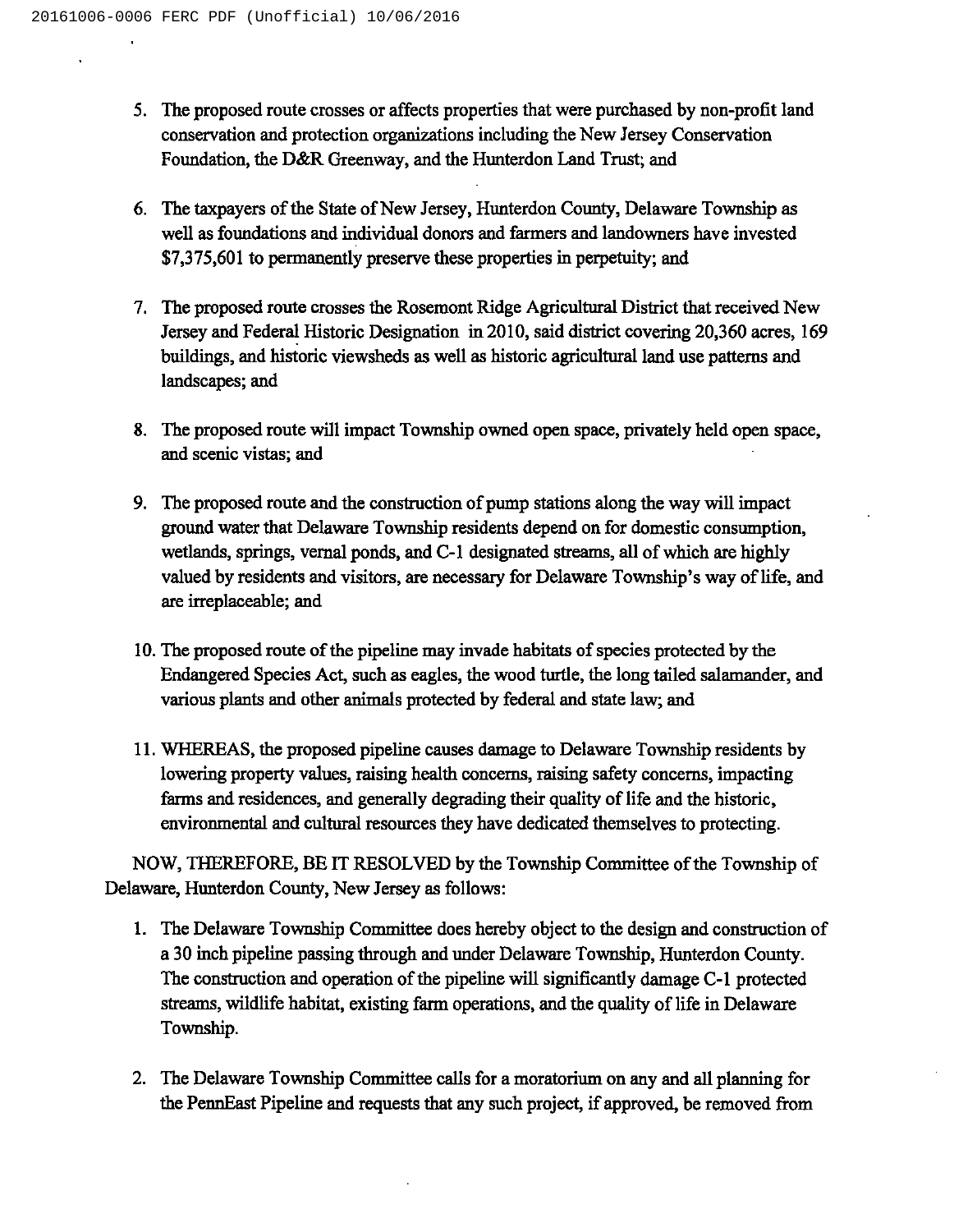5. The proposed route crosses or affects properties that were purchased by non-profit land conservation and protection organizations including the New Jersey Conservation Foundation, the D&R Greenway, and the Hunterdon Land Trust; and

6. The taxpayers of the State of New Jersey, Hunterdon County, Delaware Township as well as foundations and individual donors and farmers and landowners have invested $7,375,601 to permanently preserve these properties in perpetuity; and

7. The proposed route crosses the Rosemont Ridge Agricultural District that received New Jersey and Federal Historic Designation in 2010, said district covering 20,360 acres, 169 buildings, and historic viewsheds as well as historic agricultural land use patterns and landscapes; and

8. The proposed route will impact Township owned open space, privately held open space, and scenic vistas; and

9. The proposed route and the construction of pump stations along the way will impact ground water that Delaware Township residents depend on for domestic consumption, wetlands, springs, vernal ponds, and C-1 designated streams, all of which are highly valued by residents and visitors, are necessary for Delaware Township's way of life, and are irreplaceable; and

10. The proposed route of the pipeline may invade habitats of species protected by the Endangered Species Act, such as eagles, the wood turtle, the long tailed salamander, and various plants and other animals protected by federal and state law; and

11. WHEREAS, the proposed pipeline causes damage to Delaware Township residents by lowering property values, raising health concerns, raising safety concerns, impacting farms and residences, and generally degrading their quality of life and the historic, environmental and cultural resources they have dedicated themselves to protecting.

NOW, THEREFORE, BE IT RESOLVED by the Township Committee of the Township of Delaware, Hunterdon County, New Jersey as follows:

1. The Delaware Township Committee does hereby object to the design and construction of a 30 inch pipeline passing through and under Delaware Township, Hunterdon County. The construction and operation of the pipeline will significantly damage C-1 protected streams, wildlife habitat, existing farm operations, and the quality of life in Delaware Township.

2. The Delaware Township Committee calls for a moratorium on any and all planning for the PennEast Pipeline and requests that any such project, if approved, be removed from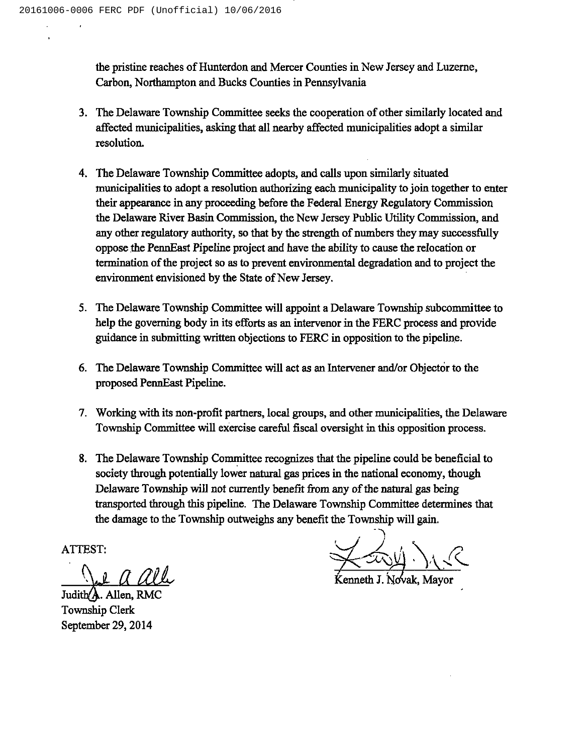the pristine reaches of Hunterdon and Mercer Counties in New Jersey and Luzerne, Carbon, Northampton and Bucks Counties in Pennsylvania

3. The Delaware Township Committee seeks the cooperation of other similarly located and affected municipalities, asking that all nearby affected municipalities adopt a similar resolution.

4. The Delaware Township Committee adopts, and calls upon similarly situated municipalities to adopt a resolution authorizing each municipality to join together to enter their appearance in any proceeding before the Federal Energy Regulatory Commission the Delaware River Basin Commission, the New Jersey Public Utility Commission, and any other regulatory authority, so that by the strength of numbers they may successfully oppose the PennEast Pipeline project and have the ability to cause the relocation or termination of the project so as to prevent environmental degradation and to project the environment envisioned by the State of New Jersey.

5. The Delaware Township Committee will appoint a Delaware Township subcommittee to help the governing body in its efforts as an intervenor in the FERC process and provide guidance in submitting written objections to FERC in opposition to the pipeline.

6. The Delaware Township Committee will act as an Intervener and/or Objector to the proposed PennEast Pipeline.

7. Working with its non-profit partners, local groups, and other municipalities, the Delaware Township Committee will exercise careful fiscal oversight in this opposition process.

8. The Delaware Township Committee recognizes that the pipeline could be beneficial to society through potentially lower natural gas prices in the national economy, though Delaware Township will not currently benefit from any of the natural gas being transported through this pipeline. The Delaware Township Committee determines that the damage to the Township outweighs any benefit the Township will gain.

ATTEST:

Judith A. Allen, RMC
Township Clerk
September 29, 2014

Kenneth J. Novak, Mayor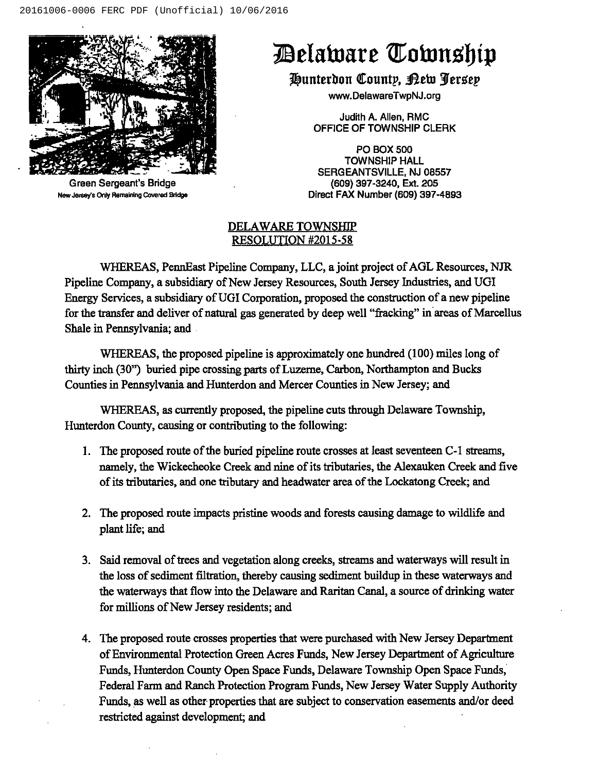# Delaware Township

## Hunterdon County, New Jersey

www.DelawareTwpNJ.org

Judith A. Allen, RMC
OFFICE OF TOWNSHIP CLERK

PO BOX 500
TOWNSHIP HALL
SERGEANTSVILLE, NJ 08557
(609) 397-3240, Ext. 205
Direct FAX Number (609) 397-4893

Green Sergeant's Bridge
New Jersey's Only Remaining Covered Bridge

## DELAWARE TOWNSHIP RESOLUTION #2015-58

WHEREAS, PennEast Pipeline Company, LLC, a joint project of AGL Resources, NJR Pipeline Company, a subsidiary of New Jersey Resources, South Jersey Industries, and UGI Energy Services, a subsidiary of UGI Corporation, proposed the construction of a new pipeline for the transfer and deliver of natural gas generated by deep well "fracking" in areas of Marcellus Shale in Pennsylvania; and

WHEREAS, the proposed pipeline is approximately one hundred (100) miles long of thirty inch (30") buried pipe crossing parts of Luzerne, Carbon, Northampton and Bucks Counties in Pennsylvania and Hunterdon and Mercer Counties in New Jersey; and

WHEREAS, as currently proposed, the pipeline cuts through Delaware Township, Hunterdon County, causing or contributing to the following:

1. The proposed route of the buried pipeline route crosses at least seventeen C-1 streams, namely, the Wickecheoke Creek and nine of its tributaries, the Alexauken Creek and five of its tributaries, and one tributary and headwater area of the Lockatong Creek; and

2. The proposed route impacts pristine woods and forests causing damage to wildlife and plant life; and

3. Said removal of trees and vegetation along creeks, streams and waterways will result in the loss of sediment filtration, thereby causing sediment buildup in these waterways and the waterways that flow into the Delaware and Raritan Canal, a source of drinking water for millions of New Jersey residents; and

4. The proposed route crosses properties that were purchased with New Jersey Department of Environmental Protection Green Acres Funds, New Jersey Department of Agriculture Funds, Hunterdon County Open Space Funds, Delaware Township Open Space Funds, Federal Farm and Ranch Protection Program Funds, New Jersey Water Supply Authority Funds, as well as other properties that are subject to conservation easements and/or deed restricted against development; and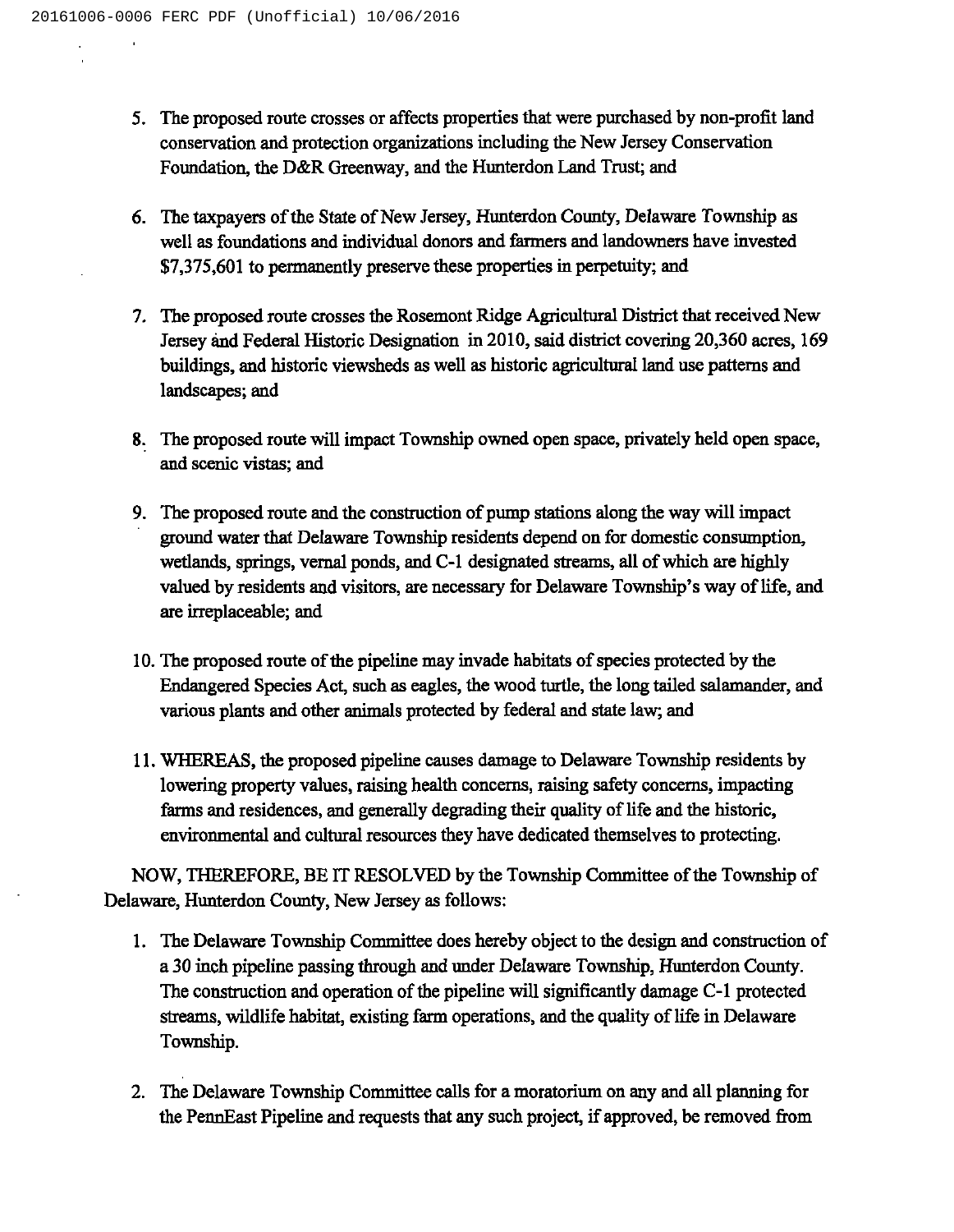5. The proposed route crosses or affects properties that were purchased by non-profit land conservation and protection organizations including the New Jersey Conservation Foundation, the D&R Greenway, and the Hunterdon Land Trust; and

6. The taxpayers of the State of New Jersey, Hunterdon County, Delaware Township as well as foundations and individual donors and farmers and landowners have invested $7,375,601 to permanently preserve these properties in perpetuity; and

7. The proposed route crosses the Rosemont Ridge Agricultural District that received New Jersey and Federal Historic Designation in 2010, said district covering 20,360 acres, 169 buildings, and historic viewsheds as well as historic agricultural land use patterns and landscapes; and

8. The proposed route will impact Township owned open space, privately held open space, and scenic vistas; and

9. The proposed route and the construction of pump stations along the way will impact ground water that Delaware Township residents depend on for domestic consumption, wetlands, springs, vernal ponds, and C-1 designated streams, all of which are highly valued by residents and visitors, are necessary for Delaware Township's way of life, and are irreplaceable; and

10. The proposed route of the pipeline may invade habitats of species protected by the Endangered Species Act, such as eagles, the wood turtle, the long tailed salamander, and various plants and other animals protected by federal and state law; and

11. WHEREAS, the proposed pipeline causes damage to Delaware Township residents by lowering property values, raising health concerns, raising safety concerns, impacting farms and residences, and generally degrading their quality of life and the historic, environmental and cultural resources they have dedicated themselves to protecting.

NOW, THEREFORE, BE IT RESOLVED by the Township Committee of the Township of Delaware, Hunterdon County, New Jersey as follows:

1. The Delaware Township Committee does hereby object to the design and construction of a 30 inch pipeline passing through and under Delaware Township, Hunterdon County. The construction and operation of the pipeline will significantly damage C-1 protected streams, wildlife habitat, existing farm operations, and the quality of life in Delaware Township.

2. The Delaware Township Committee calls for a moratorium on any and all planning for the PennEast Pipeline and requests that any such project, if approved, be removed from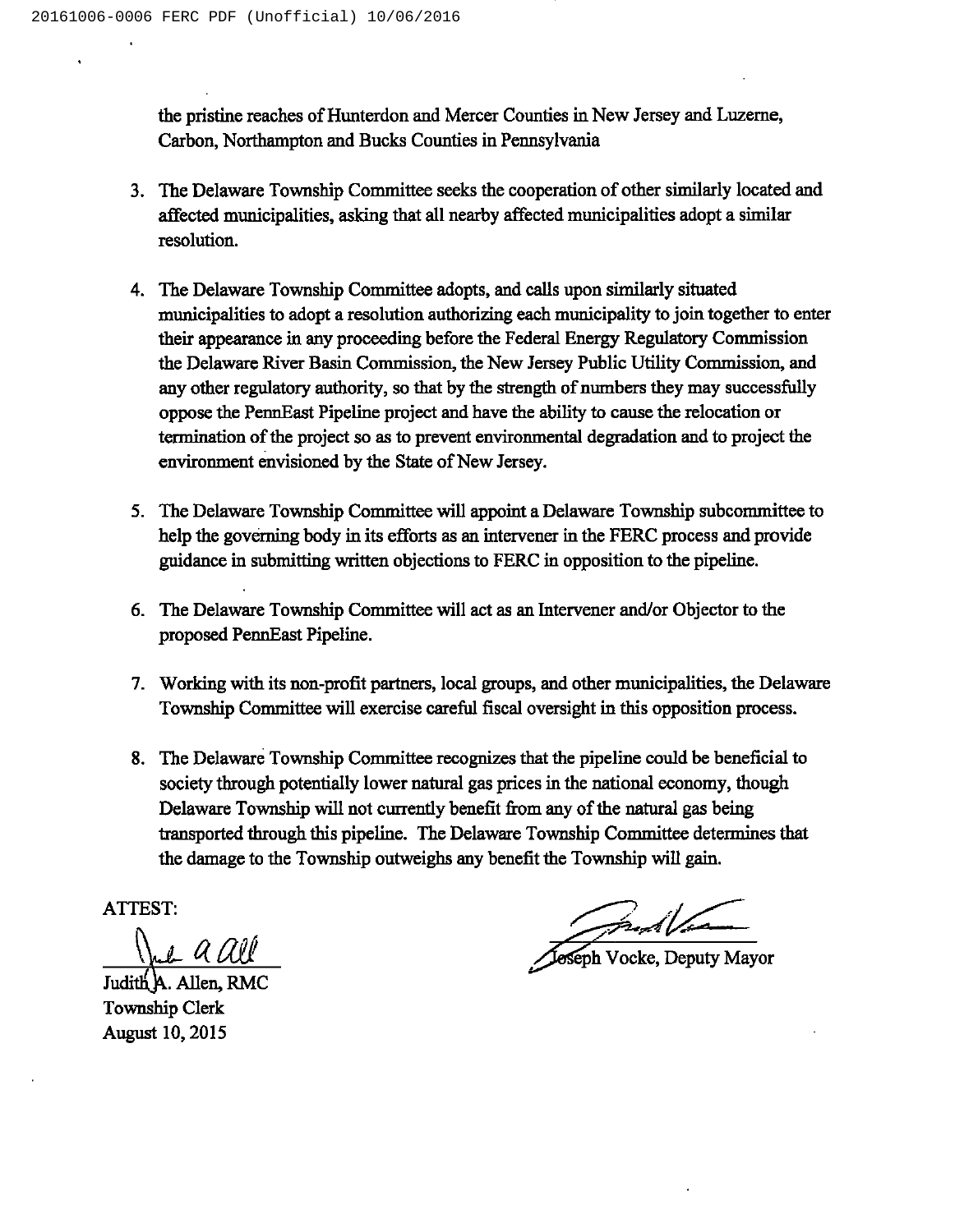the pristine reaches of Hunterdon and Mercer Counties in New Jersey and Luzerne, Carbon, Northampton and Bucks Counties in Pennsylvania

3. The Delaware Township Committee seeks the cooperation of other similarly located and affected municipalities, asking that all nearby affected municipalities adopt a similar resolution.

4. The Delaware Township Committee adopts, and calls upon similarly situated municipalities to adopt a resolution authorizing each municipality to join together to enter their appearance in any proceeding before the Federal Energy Regulatory Commission the Delaware River Basin Commission, the New Jersey Public Utility Commission, and any other regulatory authority, so that by the strength of numbers they may successfully oppose the PennEast Pipeline project and have the ability to cause the relocation or termination of the project so as to prevent environmental degradation and to project the environment envisioned by the State of New Jersey.

5. The Delaware Township Committee will appoint a Delaware Township subcommittee to help the governing body in its efforts as an intervener in the FERC process and provide guidance in submitting written objections to FERC in opposition to the pipeline.

6. The Delaware Township Committee will act as an Intervener and/or Objector to the proposed PennEast Pipeline.

7. Working with its non-profit partners, local groups, and other municipalities, the Delaware Township Committee will exercise careful fiscal oversight in this opposition process.

8. The Delaware Township Committee recognizes that the pipeline could be beneficial to society through potentially lower natural gas prices in the national economy, though Delaware Township will not currently benefit from any of the natural gas being transported through this pipeline. The Delaware Township Committee determines that the damage to the Township outweighs any benefit the Township will gain.

ATTEST:

Judith A. Allen, RMC
Township Clerk
August 10, 2015

Joseph Vocke, Deputy Mayor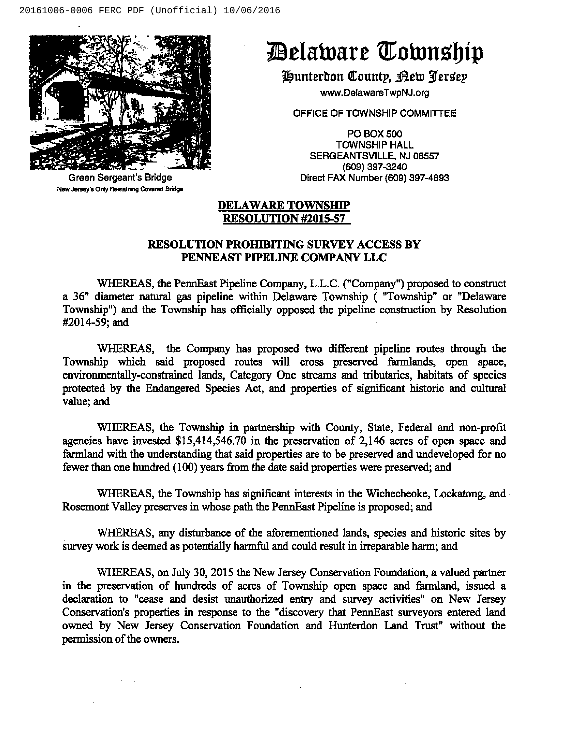# Delaware Township

**Hunterdon County, New Jersey**

www.DelawareTwpNJ.org

OFFICE OF TOWNSHIP COMMITTEE

PO BOX 500
TOWNSHIP HALL
SERGEANTSVILLE, NJ 08557
(609) 397-3240
Direct FAX Number (609) 397-4893

Green Sergeant's Bridge
New Jersey's Only Remaining Covered Bridge

## DELAWARE TOWNSHIP RESOLUTION #2015-57

### RESOLUTION PROHIBITING SURVEY ACCESS BY PENNEAST PIPELINE COMPANY LLC

WHEREAS, the PennEast Pipeline Company, L.L.C. ("Company") proposed to construct a 36" diameter natural gas pipeline within Delaware Township ( "Township" or "Delaware Township") and the Township has officially opposed the pipeline construction by Resolution #2014-59; and

WHEREAS, the Company has proposed two different pipeline routes through the Township which said proposed routes will cross preserved farmlands, open space, environmentally-constrained lands, Category One streams and tributaries, habitats of species protected by the Endangered Species Act, and properties of significant historic and cultural value; and

WHEREAS, the Township in partnership with County, State, Federal and non-profit agencies have invested $15,414,546.70 in the preservation of 2,146 acres of open space and farmland with the understanding that said properties are to be preserved and undeveloped for no fewer than one hundred (100) years from the date said properties were preserved; and

WHEREAS, the Township has significant interests in the Wichecheoke, Lockatong, and Rosemont Valley preserves in whose path the PennEast Pipeline is proposed; and

WHEREAS, any disturbance of the aforementioned lands, species and historic sites by survey work is deemed as potentially harmful and could result in irreparable harm; and

WHEREAS, on July 30, 2015 the New Jersey Conservation Foundation, a valued partner in the preservation of hundreds of acres of Township open space and farmland, issued a declaration to "cease and desist unauthorized entry and survey activities" on New Jersey Conservation's properties in response to the "discovery that PennEast surveyors entered land owned by New Jersey Conservation Foundation and Hunterdon Land Trust" without the permission of the owners.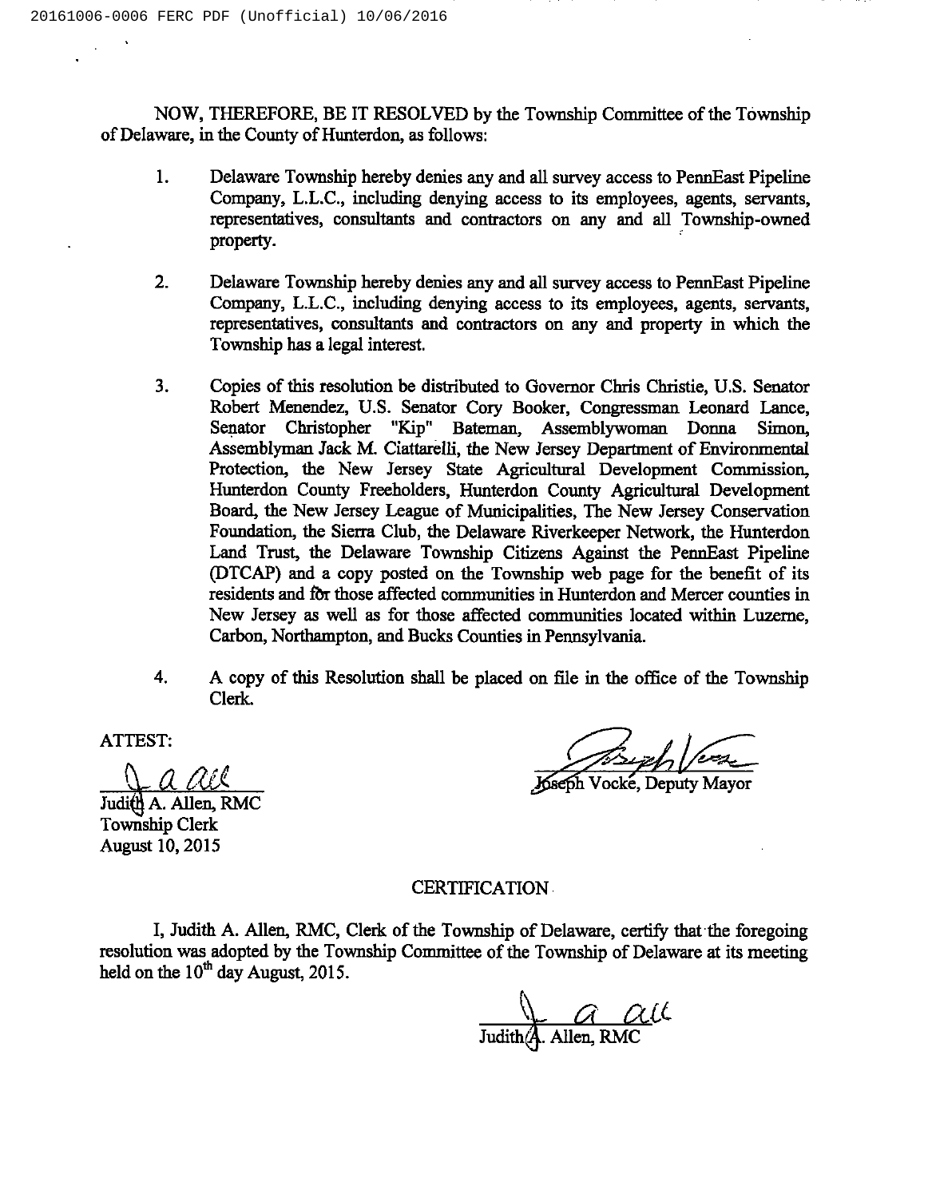NOW, THEREFORE, BE IT RESOLVED by the Township Committee of the Township of Delaware, in the County of Hunterdon, as follows:

1. Delaware Township hereby denies any and all survey access to PennEast Pipeline Company, L.L.C., including denying access to its employees, agents, servants, representatives, consultants and contractors on any and all Township-owned property.

2. Delaware Township hereby denies any and all survey access to PennEast Pipeline Company, L.L.C., including denying access to its employees, agents, servants, representatives, consultants and contractors on any and property in which the Township has a legal interest.

3. Copies of this resolution be distributed to Governor Chris Christie, U.S. Senator Robert Menendez, U.S. Senator Cory Booker, Congressman Leonard Lance, Senator Christopher "Kip" Bateman, Assemblywoman Donna Simon, Assemblyman Jack M. Ciattarelli, the New Jersey Department of Environmental Protection, the New Jersey State Agricultural Development Commission, Hunterdon County Freeholders, Hunterdon County Agricultural Development Board, the New Jersey League of Municipalities, The New Jersey Conservation Foundation, the Sierra Club, the Delaware Riverkeeper Network, the Hunterdon Land Trust, the Delaware Township Citizens Against the PennEast Pipeline (DTCAP) and a copy posted on the Township web page for the benefit of its residents and for those affected communities in Hunterdon and Mercer counties in New Jersey as well as for those affected communities located within Luzerne, Carbon, Northampton, and Bucks Counties in Pennsylvania.

4. A copy of this Resolution shall be placed on file in the office of the Township Clerk.

ATTEST:

Judith A. Allen, RMC
Township Clerk
August 10, 2015

Joseph Vocke, Deputy Mayor

## CERTIFICATION

I, Judith A. Allen, RMC, Clerk of the Township of Delaware, certify that the foregoing resolution was adopted by the Township Committee of the Township of Delaware at its meeting held on the 10th day August, 2015.

Judith A. Allen, RMC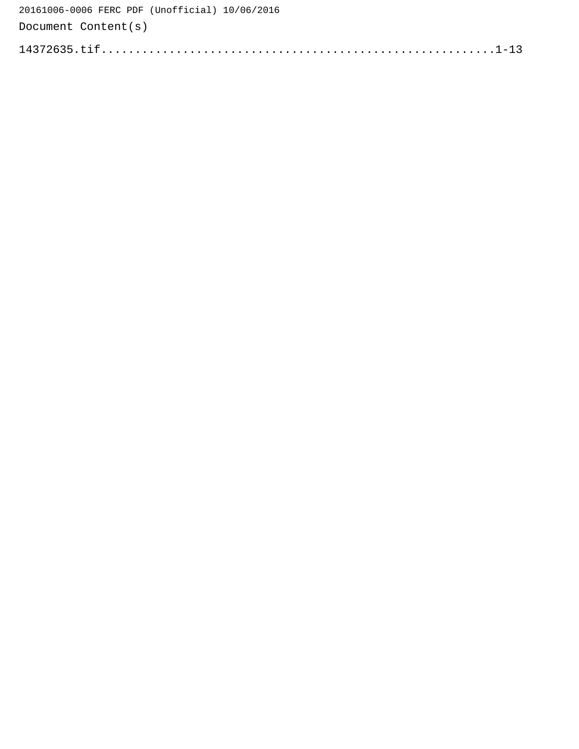Document Content(s)

14372635.tif.....................................................1-13